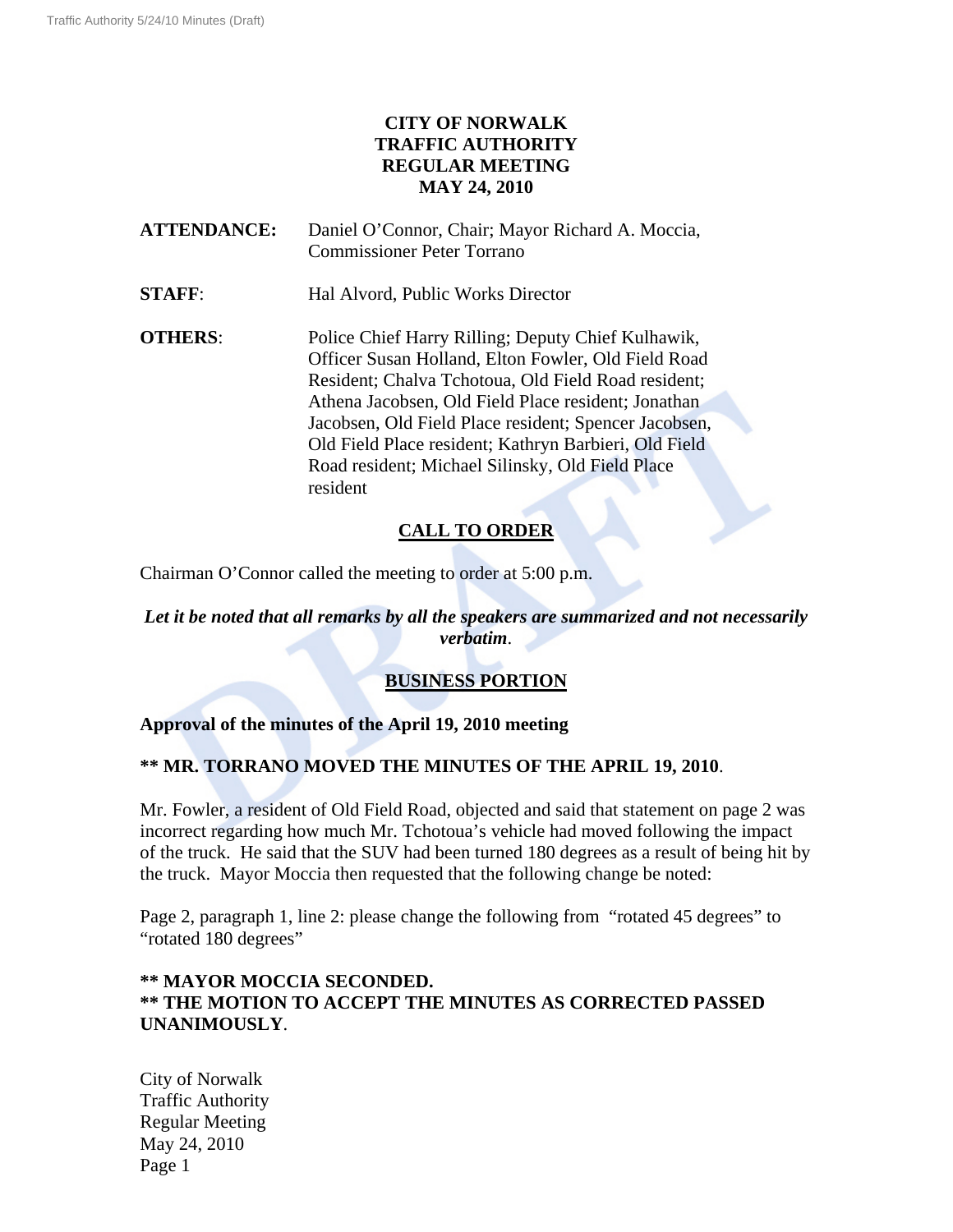# CITY OF NORWALK
# TRAFFIC AUTHORITY
# REGULAR MEETING
# MAY 24, 2010

**ATTENDANCE:** Daniel O'Connor, Chair; Mayor Richard A. Moccia, Commissioner Peter Torrano

**STAFF**: Hal Alvord, Public Works Director

**OTHERS**: Police Chief Harry Rilling; Deputy Chief Kulhawik, Officer Susan Holland, Elton Fowler, Old Field Road Resident; Chalva Tchotoua, Old Field Road resident; Athena Jacobsen, Old Field Place resident; Jonathan Jacobsen, Old Field Place resident; Spencer Jacobsen, Old Field Place resident; Kathryn Barbieri, Old Field Road resident; Michael Silinsky, Old Field Place resident

## CALL TO ORDER

Chairman O'Connor called the meeting to order at 5:00 p.m.

***Let it be noted that all remarks by all the speakers are summarized and not necessarily verbatim*.**

## BUSINESS PORTION

**Approval of the minutes of the April 19, 2010 meeting**

**\*\* MR. TORRANO MOVED THE MINUTES OF THE APRIL 19, 2010**.

Mr. Fowler, a resident of Old Field Road, objected and said that statement on page 2 was incorrect regarding how much Mr. Tchotoua's vehicle had moved following the impact of the truck. He said that the SUV had been turned 180 degrees as a result of being hit by the truck. Mayor Moccia then requested that the following change be noted:

Page 2, paragraph 1, line 2: please change the following from "rotated 45 degrees" to "rotated 180 degrees"

**\*\* MAYOR MOCCIA SECONDED.**
**\*\* THE MOTION TO ACCEPT THE MINUTES AS CORRECTED PASSED UNANIMOUSLY**.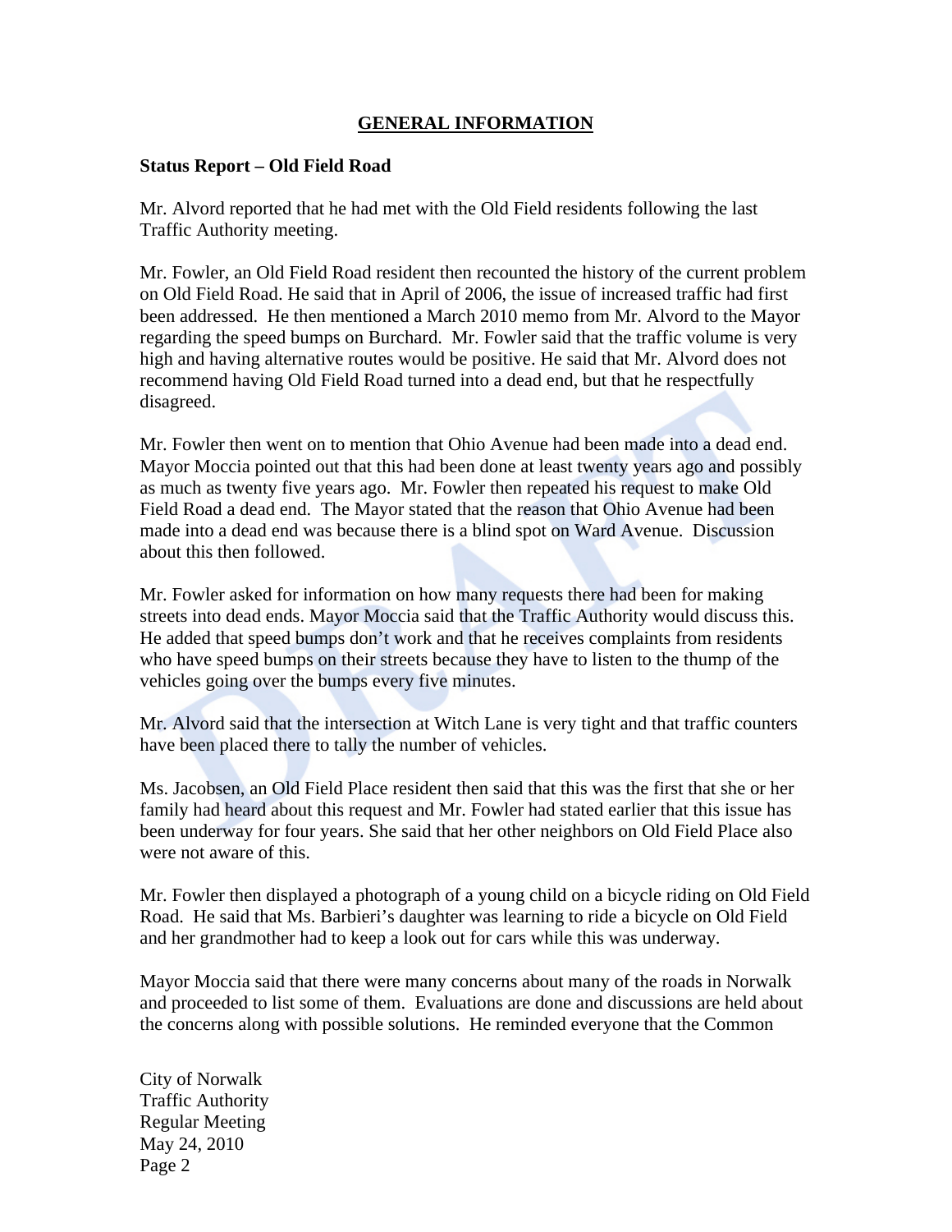## GENERAL INFORMATION

**Status Report – Old Field Road**

Mr. Alvord reported that he had met with the Old Field residents following the last Traffic Authority meeting.

Mr. Fowler, an Old Field Road resident then recounted the history of the current problem on Old Field Road. He said that in April of 2006, the issue of increased traffic had first been addressed. He then mentioned a March 2010 memo from Mr. Alvord to the Mayor regarding the speed bumps on Burchard. Mr. Fowler said that the traffic volume is very high and having alternative routes would be positive. He said that Mr. Alvord does not recommend having Old Field Road turned into a dead end, but that he respectfully disagreed.

Mr. Fowler then went on to mention that Ohio Avenue had been made into a dead end. Mayor Moccia pointed out that this had been done at least twenty years ago and possibly as much as twenty five years ago. Mr. Fowler then repeated his request to make Old Field Road a dead end. The Mayor stated that the reason that Ohio Avenue had been made into a dead end was because there is a blind spot on Ward Avenue. Discussion about this then followed.

Mr. Fowler asked for information on how many requests there had been for making streets into dead ends. Mayor Moccia said that the Traffic Authority would discuss this. He added that speed bumps don't work and that he receives complaints from residents who have speed bumps on their streets because they have to listen to the thump of the vehicles going over the bumps every five minutes.

Mr. Alvord said that the intersection at Witch Lane is very tight and that traffic counters have been placed there to tally the number of vehicles.

Ms. Jacobsen, an Old Field Place resident then said that this was the first that she or her family had heard about this request and Mr. Fowler had stated earlier that this issue has been underway for four years. She said that her other neighbors on Old Field Place also were not aware of this.

Mr. Fowler then displayed a photograph of a young child on a bicycle riding on Old Field Road. He said that Ms. Barbieri's daughter was learning to ride a bicycle on Old Field and her grandmother had to keep a look out for cars while this was underway.

Mayor Moccia said that there were many concerns about many of the roads in Norwalk and proceeded to list some of them. Evaluations are done and discussions are held about the concerns along with possible solutions. He reminded everyone that the Common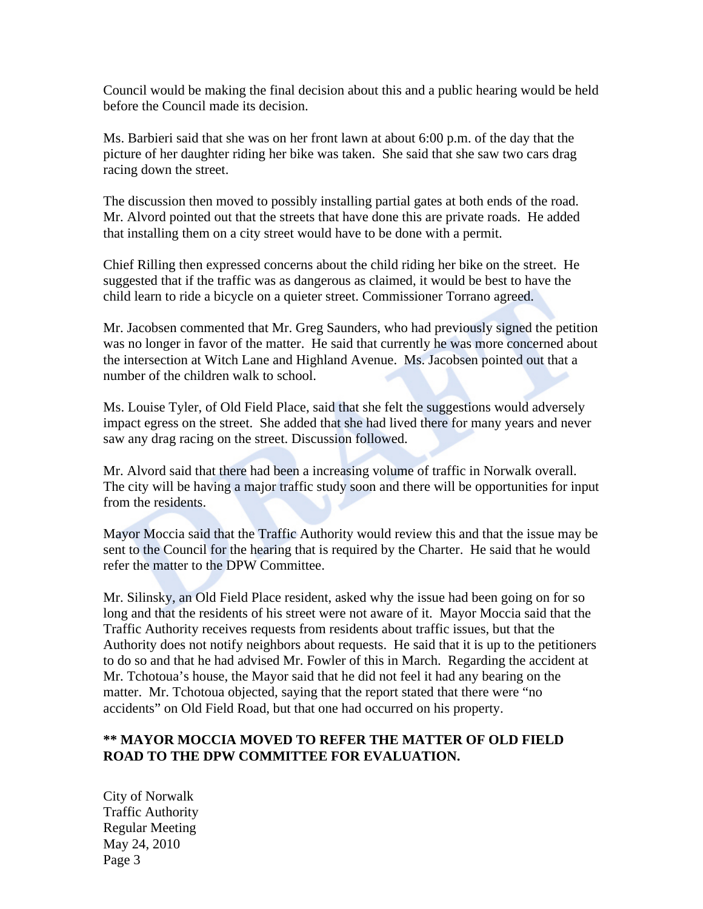Council would be making the final decision about this and a public hearing would be held before the Council made its decision.

Ms. Barbieri said that she was on her front lawn at about 6:00 p.m. of the day that the picture of her daughter riding her bike was taken. She said that she saw two cars drag racing down the street.

The discussion then moved to possibly installing partial gates at both ends of the road. Mr. Alvord pointed out that the streets that have done this are private roads. He added that installing them on a city street would have to be done with a permit.

Chief Rilling then expressed concerns about the child riding her bike on the street. He suggested that if the traffic was as dangerous as claimed, it would be best to have the child learn to ride a bicycle on a quieter street. Commissioner Torrano agreed.

Mr. Jacobsen commented that Mr. Greg Saunders, who had previously signed the petition was no longer in favor of the matter. He said that currently he was more concerned about the intersection at Witch Lane and Highland Avenue. Ms. Jacobsen pointed out that a number of the children walk to school.

Ms. Louise Tyler, of Old Field Place, said that she felt the suggestions would adversely impact egress on the street. She added that she had lived there for many years and never saw any drag racing on the street. Discussion followed.

Mr. Alvord said that there had been a increasing volume of traffic in Norwalk overall. The city will be having a major traffic study soon and there will be opportunities for input from the residents.

Mayor Moccia said that the Traffic Authority would review this and that the issue may be sent to the Council for the hearing that is required by the Charter. He said that he would refer the matter to the DPW Committee.

Mr. Silinsky, an Old Field Place resident, asked why the issue had been going on for so long and that the residents of his street were not aware of it. Mayor Moccia said that the Traffic Authority receives requests from residents about traffic issues, but that the Authority does not notify neighbors about requests. He said that it is up to the petitioners to do so and that he had advised Mr. Fowler of this in March. Regarding the accident at Mr. Tchotoua's house, the Mayor said that he did not feel it had any bearing on the matter. Mr. Tchotoua objected, saying that the report stated that there were "no accidents" on Old Field Road, but that one had occurred on his property.

**** MAYOR MOCCIA MOVED TO REFER THE MATTER OF OLD FIELD ROAD TO THE DPW COMMITTEE FOR EVALUATION.**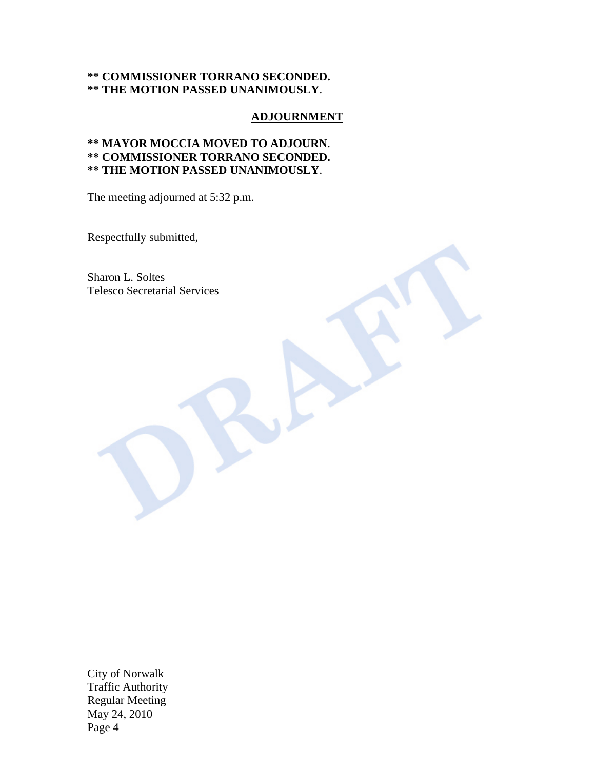**\*\* COMMISSIONER TORRANO SECONDED.**
**\*\* THE MOTION PASSED UNANIMOUSLY**.

## ADJOURNMENT

**\*\* MAYOR MOCCIA MOVED TO ADJOURN**.
**\*\* COMMISSIONER TORRANO SECONDED.**
**\*\* THE MOTION PASSED UNANIMOUSLY**.

The meeting adjourned at 5:32 p.m.

Respectfully submitted,

Sharon L. Soltes
Telesco Secretarial Services